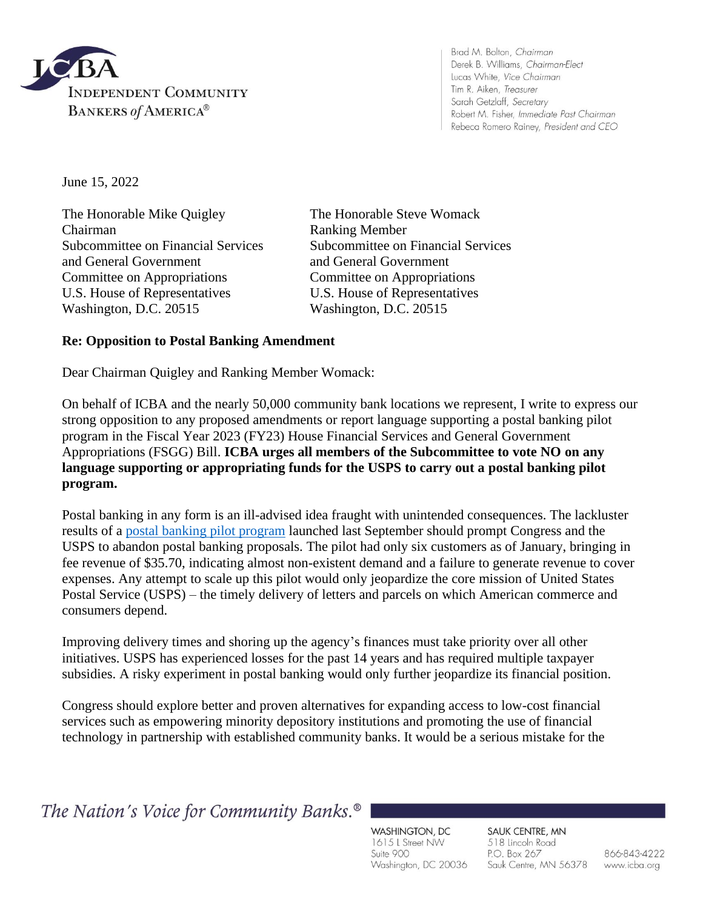**ICBA**
**INDEPENDENT COMMUNITY BANKERS of AMERICA®**

Brad M. Bolton, *Chairman*
Derek B. Williams, *Chairman-Elect*
Lucas White, *Vice Chairman*
Tim R. Aiken, *Treasurer*
Sarah Getzlaff, *Secretary*
Robert M. Fisher, *Immediate Past Chairman*
Rebeca Romero Rainey, *President and CEO*

June 15, 2022

The Honorable Mike Quigley
Chairman
Subcommittee on Financial Services
and General Government
Committee on Appropriations
U.S. House of Representatives
Washington, D.C. 20515

The Honorable Steve Womack
Ranking Member
Subcommittee on Financial Services
and General Government
Committee on Appropriations
U.S. House of Representatives
Washington, D.C. 20515

**Re: Opposition to Postal Banking Amendment**

Dear Chairman Quigley and Ranking Member Womack:

On behalf of ICBA and the nearly 50,000 community bank locations we represent, I write to express our strong opposition to any proposed amendments or report language supporting a postal banking pilot program in the Fiscal Year 2023 (FY23) House Financial Services and General Government Appropriations (FSGG) Bill. **ICBA urges all members of the Subcommittee to vote NO on any language supporting or appropriating funds for the USPS to carry out a postal banking pilot program.**

Postal banking in any form is an ill-advised idea fraught with unintended consequences. The lackluster results of a postal banking pilot program launched last September should prompt Congress and the USPS to abandon postal banking proposals. The pilot had only six customers as of January, bringing in fee revenue of $35.70, indicating almost non-existent demand and a failure to generate revenue to cover expenses. Any attempt to scale up this pilot would only jeopardize the core mission of United States Postal Service (USPS) – the timely delivery of letters and parcels on which American commerce and consumers depend.

Improving delivery times and shoring up the agency's finances must take priority over all other initiatives. USPS has experienced losses for the past 14 years and has required multiple taxpayer subsidies. A risky experiment in postal banking would only further jeopardize its financial position.

Congress should explore better and proven alternatives for expanding access to low-cost financial services such as empowering minority depository institutions and promoting the use of financial technology in partnership with established community banks. It would be a serious mistake for the

*The Nation's Voice for Community Banks.®*

WASHINGTON, DC
1615 L Street NW
Suite 900
Washington, DC 20036

SAUK CENTRE, MN
518 Lincoln Road
P.O. Box 267
Sauk Centre, MN 56378

866-843-4222
www.icba.org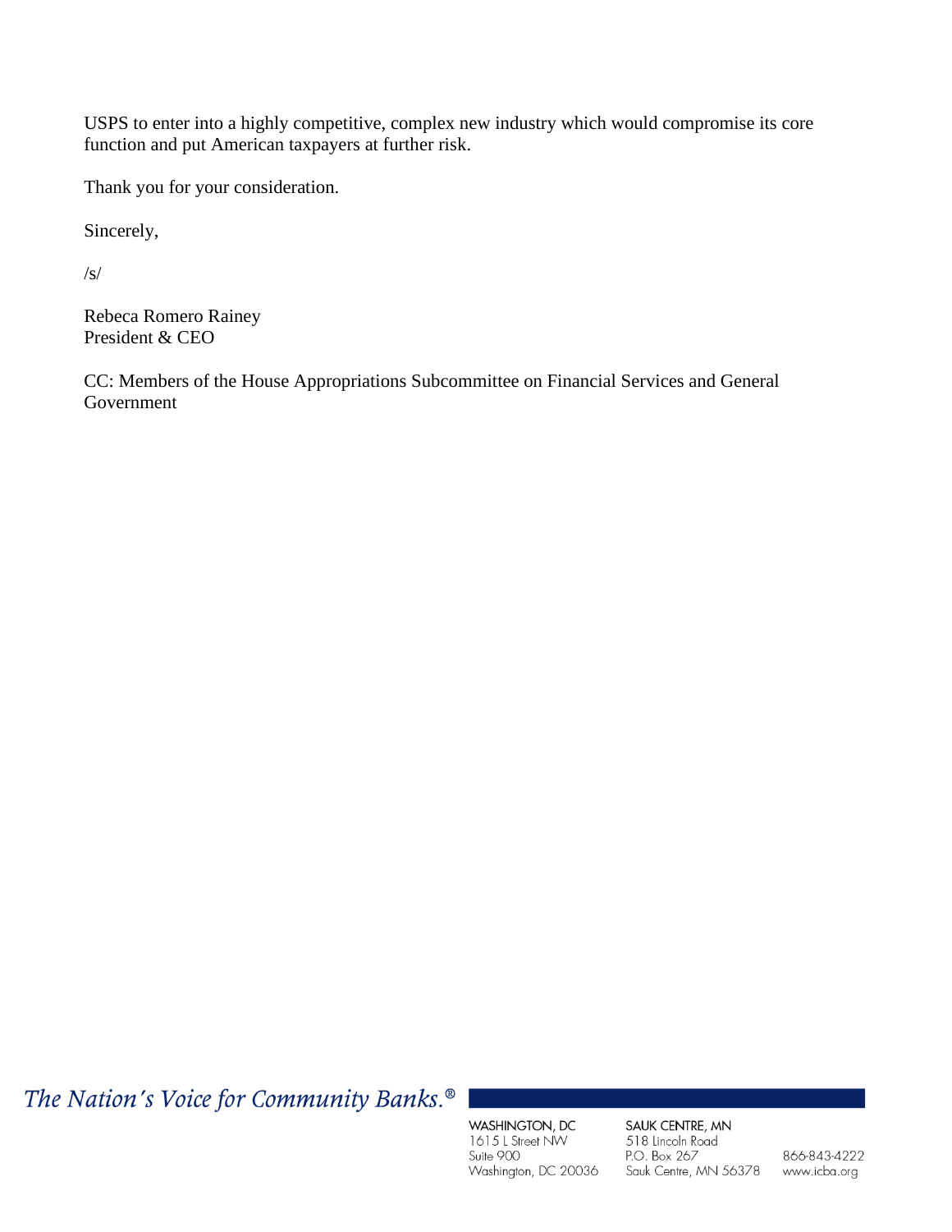USPS to enter into a highly competitive, complex new industry which would compromise its core function and put American taxpayers at further risk.

Thank you for your consideration.

Sincerely,

/s/

Rebeca Romero Rainey  
President & CEO

CC: Members of the House Appropriations Subcommittee on Financial Services and General Government

*The Nation's Voice for Community Banks.®*

WASHINGTON, DC  
1615 L Street NW  
Suite 900  
Washington, DC 20036

SAUK CENTRE, MN  
518 Lincoln Road  
P.O. Box 267  
Sauk Centre, MN 56378

866-843-4222  
www.icba.org